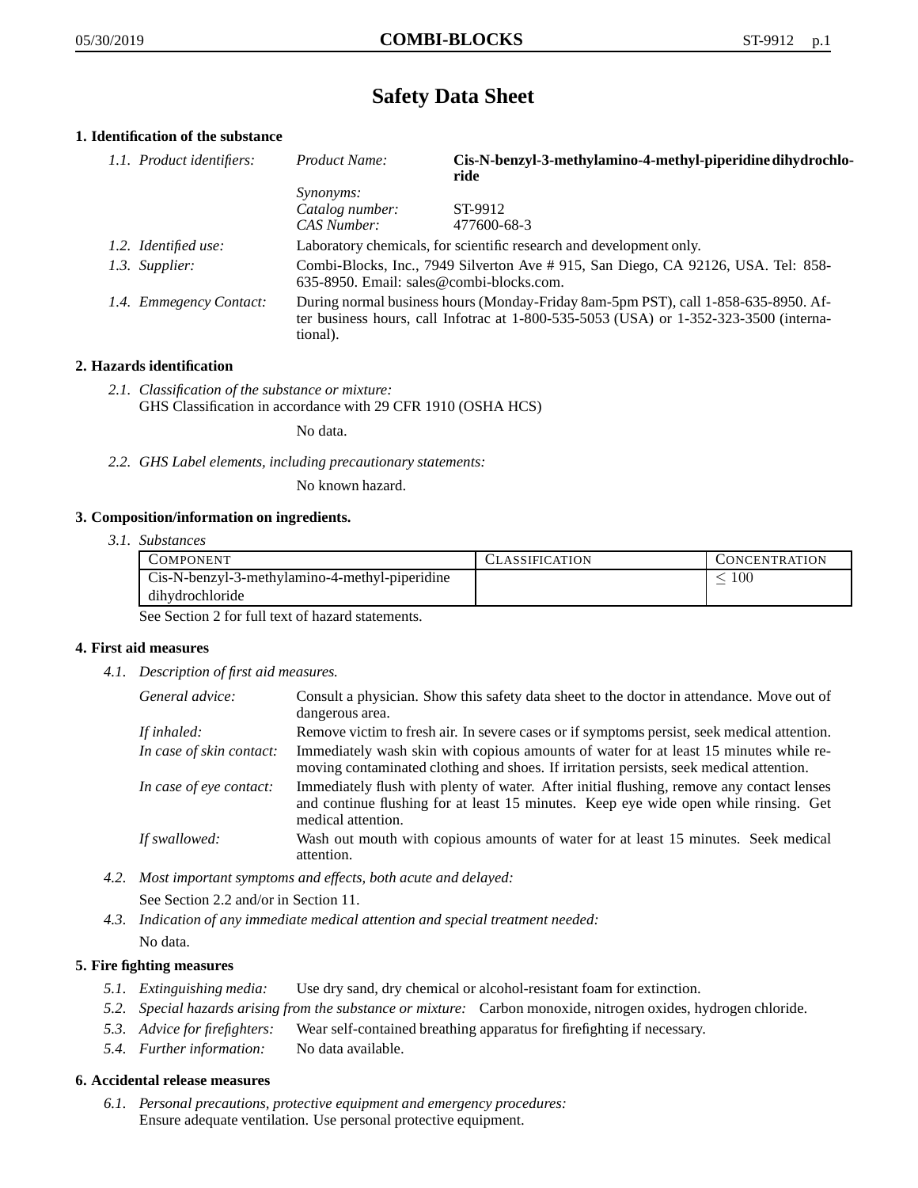# Safety Data Sheet

## 1. Identification of the substance

| | | |
|---|---|---|
| *1.1. Product identifiers:* | *Product Name:* | **Cis-N-benzyl-3-methylamino-4-methyl-piperidine dihydrochloride** |
| | *Synonyms:* | |
| | *Catalog number:* | ST-9912 |
| | *CAS Number:* | 477600-68-3 |
| *1.2. Identified use:* | Laboratory chemicals, for scientific research and development only. | |
| *1.3. Supplier:* | Combi-Blocks, Inc., 7949 Silverton Ave # 915, San Diego, CA 92126, USA. Tel: 858-635-8950. Email: sales@combi-blocks.com. | |
| *1.4. Emmegency Contact:* | During normal business hours (Monday-Friday 8am-5pm PST), call 1-858-635-8950. After business hours, call Infotrac at 1-800-535-5053 (USA) or 1-352-323-3500 (international). | |

## 2. Hazards identification

*2.1. Classification of the substance or mixture:*
GHS Classification in accordance with 29 CFR 1910 (OSHA HCS)

No data.

*2.2. GHS Label elements, including precautionary statements:*

No known hazard.

## 3. Composition/information on ingredients.

*3.1. Substances*

| Component | Classification | Concentration |
|---|---|---|
| Cis-N-benzyl-3-methylamino-4-methyl-piperidine dihydrochloride | | $\leq 100$ |

See Section 2 for full text of hazard statements.

## 4. First aid measures

*4.1. Description of first aid measures.*

| | |
|---|---|
| *General advice:* | Consult a physician. Show this safety data sheet to the doctor in attendance. Move out of dangerous area. |
| *If inhaled:* | Remove victim to fresh air. In severe cases or if symptoms persist, seek medical attention. |
| *In case of skin contact:* | Immediately wash skin with copious amounts of water for at least 15 minutes while removing contaminated clothing and shoes. If irritation persists, seek medical attention. |
| *In case of eye contact:* | Immediately flush with plenty of water. After initial flushing, remove any contact lenses and continue flushing for at least 15 minutes. Keep eye wide open while rinsing. Get medical attention. |
| *If swallowed:* | Wash out mouth with copious amounts of water for at least 15 minutes. Seek medical attention. |

*4.2. Most important symptoms and effects, both acute and delayed:*

See Section 2.2 and/or in Section 11.

*4.3. Indication of any immediate medical attention and special treatment needed:*

No data.

## 5. Fire fighting measures

*5.1. Extinguishing media:* Use dry sand, dry chemical or alcohol-resistant foam for extinction.

*5.2. Special hazards arising from the substance or mixture:* Carbon monoxide, nitrogen oxides, hydrogen chloride.

*5.3. Advice for firefighters:* Wear self-contained breathing apparatus for firefighting if necessary.

*5.4. Further information:* No data available.

## 6. Accidental release measures

*6.1. Personal precautions, protective equipment and emergency procedures:*
Ensure adequate ventilation. Use personal protective equipment.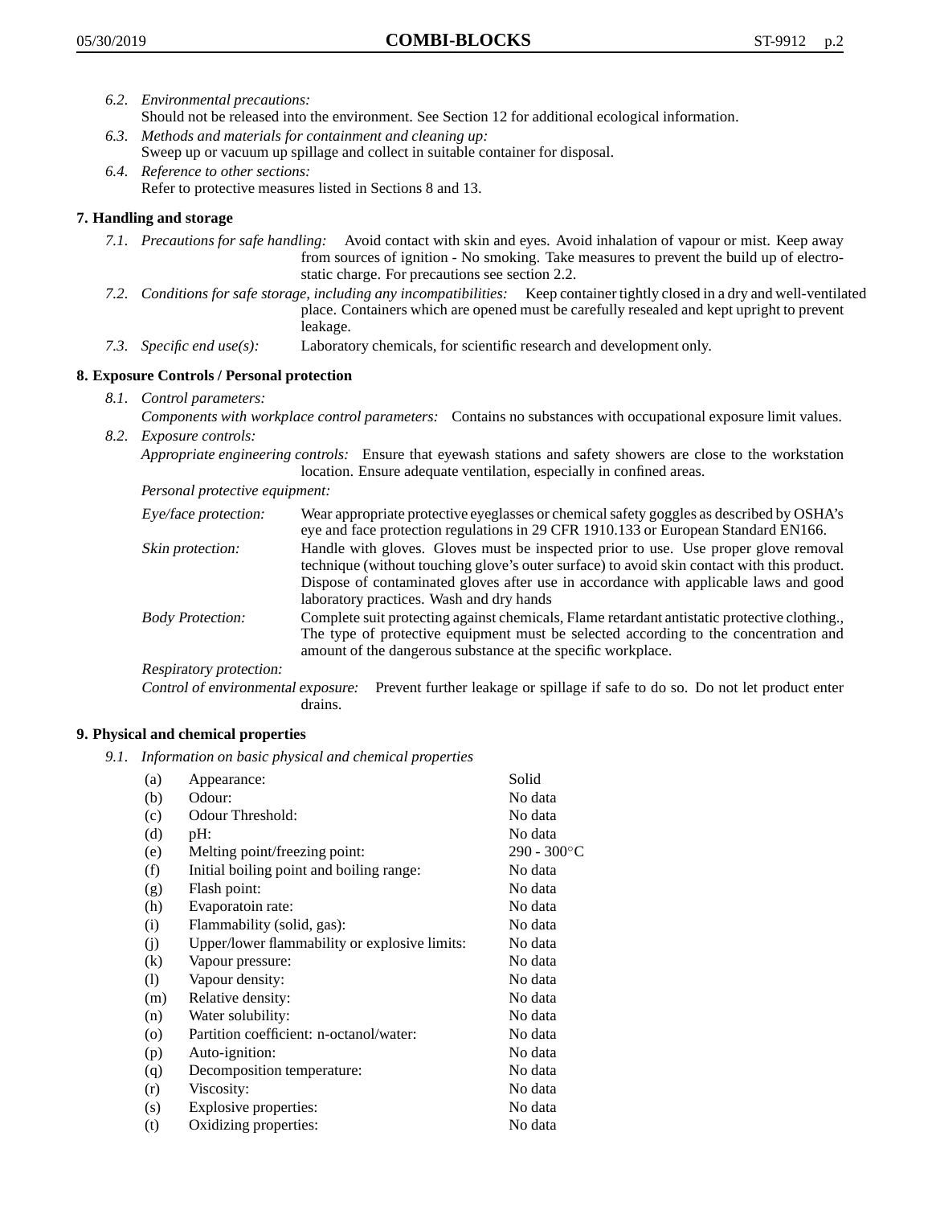*6.2. Environmental precautions:*
Should not be released into the environment. See Section 12 for additional ecological information.

*6.3. Methods and materials for containment and cleaning up:*
Sweep up or vacuum up spillage and collect in suitable container for disposal.

*6.4. Reference to other sections:*
Refer to protective measures listed in Sections 8 and 13.

## 7. Handling and storage

*7.1. Precautions for safe handling:* Avoid contact with skin and eyes. Avoid inhalation of vapour or mist. Keep away from sources of ignition - No smoking. Take measures to prevent the build up of electrostatic charge. For precautions see section 2.2.

*7.2. Conditions for safe storage, including any incompatibilities:* Keep container tightly closed in a dry and well-ventilated place. Containers which are opened must be carefully resealed and kept upright to prevent leakage.

*7.3. Specific end use(s):* Laboratory chemicals, for scientific research and development only.

## 8. Exposure Controls / Personal protection

*8.1. Control parameters:*
*Components with workplace control parameters:* Contains no substances with occupational exposure limit values.

*8.2. Exposure controls:*
*Appropriate engineering controls:* Ensure that eyewash stations and safety showers are close to the workstation location. Ensure adequate ventilation, especially in confined areas.

*Personal protective equipment:*

*Eye/face protection:* Wear appropriate protective eyeglasses or chemical safety goggles as described by OSHA's eye and face protection regulations in 29 CFR 1910.133 or European Standard EN166.

*Skin protection:* Handle with gloves. Gloves must be inspected prior to use. Use proper glove removal technique (without touching glove's outer surface) to avoid skin contact with this product. Dispose of contaminated gloves after use in accordance with applicable laws and good laboratory practices. Wash and dry hands

*Body Protection:* Complete suit protecting against chemicals, Flame retardant antistatic protective clothing., The type of protective equipment must be selected according to the concentration and amount of the dangerous substance at the specific workplace.

*Respiratory protection:*

*Control of environmental exposure:* Prevent further leakage or spillage if safe to do so. Do not let product enter drains.

## 9. Physical and chemical properties

*9.1. Information on basic physical and chemical properties*

| | | |
|---|---|---|
| (a) | Appearance: | Solid |
| (b) | Odour: | No data |
| (c) | Odour Threshold: | No data |
| (d) | pH: | No data |
| (e) | Melting point/freezing point: | 290 - 300°C |
| (f) | Initial boiling point and boiling range: | No data |
| (g) | Flash point: | No data |
| (h) | Evaporatoin rate: | No data |
| (i) | Flammability (solid, gas): | No data |
| (j) | Upper/lower flammability or explosive limits: | No data |
| (k) | Vapour pressure: | No data |
| (l) | Vapour density: | No data |
| (m) | Relative density: | No data |
| (n) | Water solubility: | No data |
| (o) | Partition coefficient: n-octanol/water: | No data |
| (p) | Auto-ignition: | No data |
| (q) | Decomposition temperature: | No data |
| (r) | Viscosity: | No data |
| (s) | Explosive properties: | No data |
| (t) | Oxidizing properties: | No data |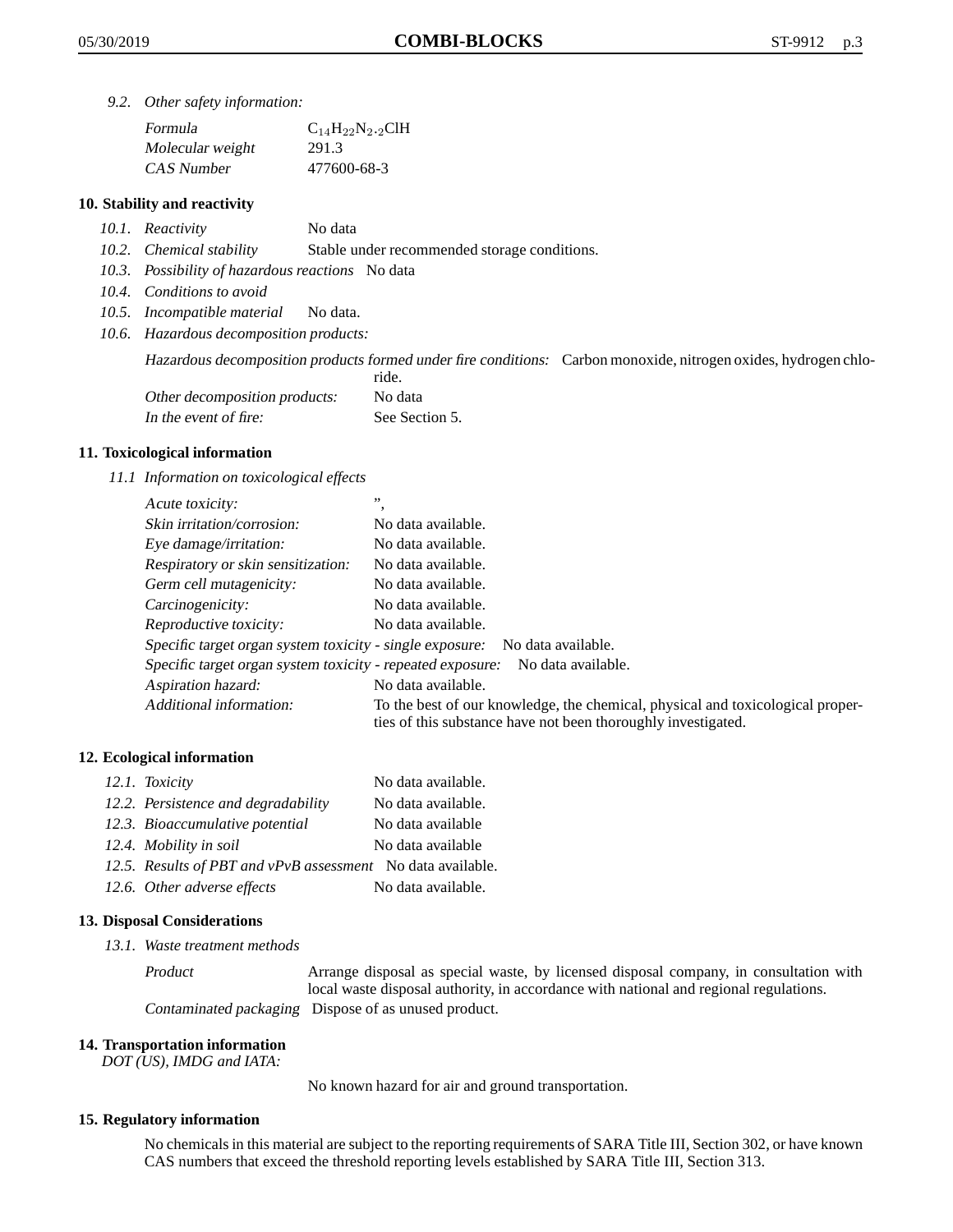*9.2. Other safety information:*

| | |
|---|---|
| *Formula* | $C_{14}H_{22}N_2.{}_2ClH$ |
| *Molecular weight* | 291.3 |
| *CAS Number* | 477600-68-3 |

## 10. Stability and reactivity

*10.1. Reactivity* No data

*10.2. Chemical stability* Stable under recommended storage conditions.

*10.3. Possibility of hazardous reactions* No data

*10.4. Conditions to avoid*

*10.5. Incompatible material* No data.

*10.6. Hazardous decomposition products:*

*Hazardous decomposition products formed under fire conditions:* Carbon monoxide, nitrogen oxides, hydrogen chloride.

| | |
|---|---|
| *Other decomposition products:* | No data |
| *In the event of fire:* | See Section 5. |

## 11. Toxicological information

*11.1 Information on toxicological effects*

| | |
|---|---|
| *Acute toxicity:* | ”, |
| *Skin irritation/corrosion:* | No data available. |
| *Eye damage/irritation:* | No data available. |
| *Respiratory or skin sensitization:* | No data available. |
| *Germ cell mutagenicity:* | No data available. |
| *Carcinogenicity:* | No data available. |
| *Reproductive toxicity:* | No data available. |
| *Specific target organ system toxicity - single exposure:* | No data available. |
| *Specific target organ system toxicity - repeated exposure:* | No data available. |
| *Aspiration hazard:* | No data available. |
| *Additional information:* | To the best of our knowledge, the chemical, physical and toxicological properties of this substance have not been thoroughly investigated. |

## 12. Ecological information

| | |
|---|---|
| *12.1. Toxicity* | No data available. |
| *12.2. Persistence and degradability* | No data available. |
| *12.3. Bioaccumulative potential* | No data available |
| *12.4. Mobility in soil* | No data available |
| *12.5. Results of PBT and vPvB assessment* | No data available. |
| *12.6. Other adverse effects* | No data available. |

## 13. Disposal Considerations

*13.1. Waste treatment methods*

| | |
|---|---|
| *Product* | Arrange disposal as special waste, by licensed disposal company, in consultation with local waste disposal authority, in accordance with national and regional regulations. |
| *Contaminated packaging* | Dispose of as unused product. |

## 14. Transportation information

*DOT (US), IMDG and IATA:*

No known hazard for air and ground transportation.

## 15. Regulatory information

No chemicals in this material are subject to the reporting requirements of SARA Title III, Section 302, or have known CAS numbers that exceed the threshold reporting levels established by SARA Title III, Section 313.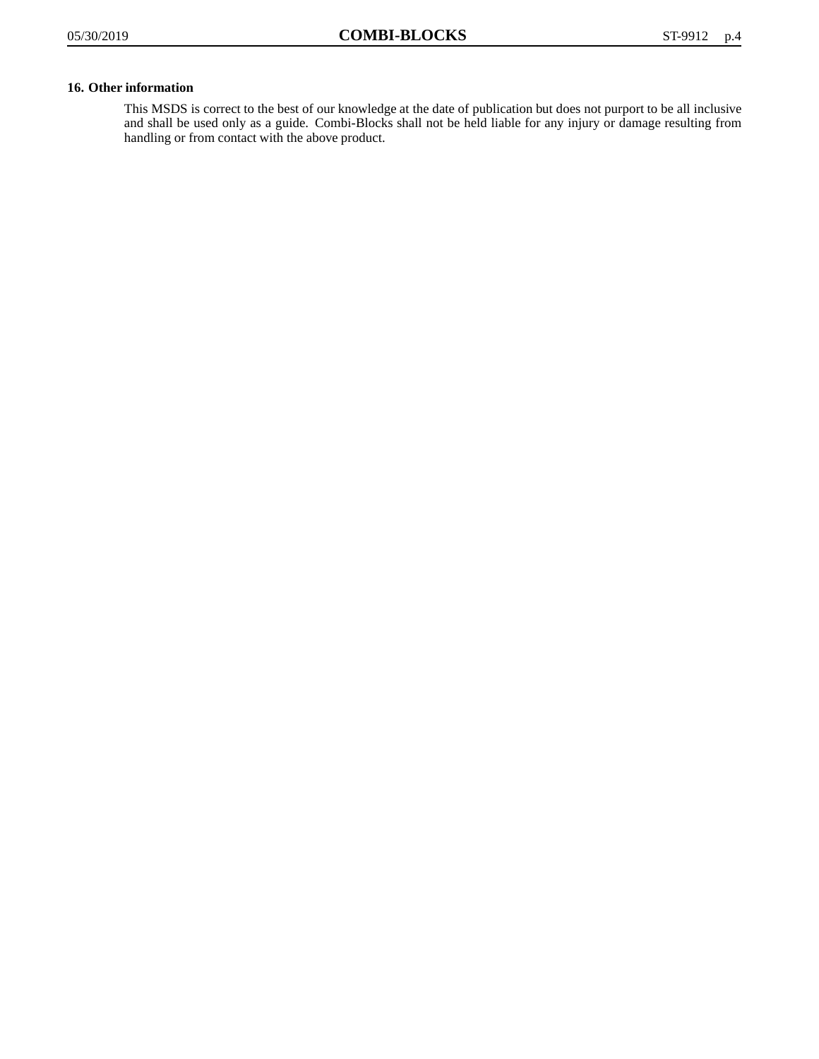**16. Other information**

This MSDS is correct to the best of our knowledge at the date of publication but does not purport to be all inclusive and shall be used only as a guide. Combi-Blocks shall not be held liable for any injury or damage resulting from handling or from contact with the above product.